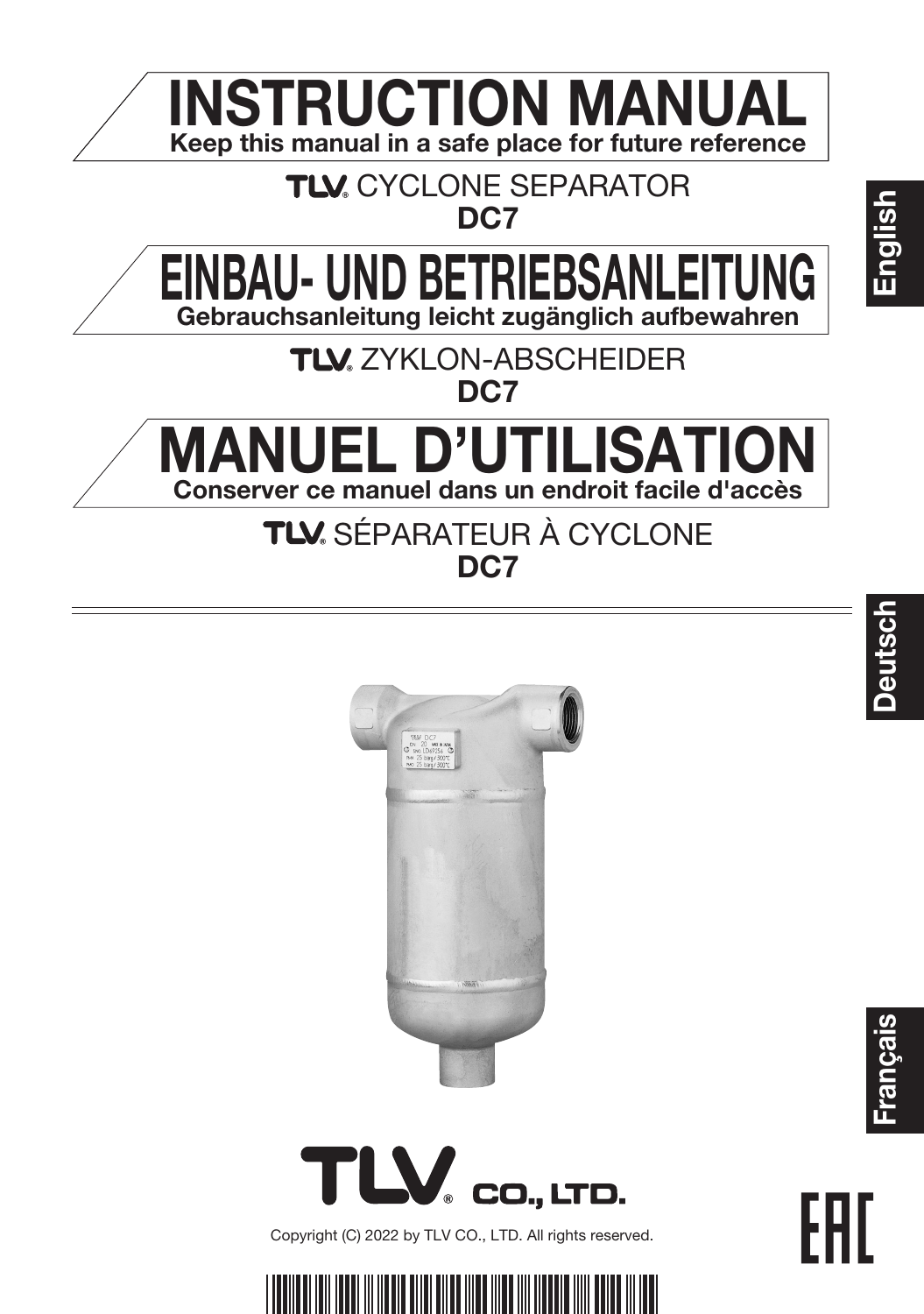# INSTRUCTION MANUAL

**Keep this manual in a safe place for future reference**

TLV® CYCLONE SEPARATOR

**DC7**

# EINBAU- UND BETRIEBSANLEITUNG

**Gebrauchsanleitung leicht zugänglich aufbewahren**

TLV® ZYKLON-ABSCHEIDER

**DC7**

# MANUEL D’UTILISATION

**Conserver ce manuel dans un endroit facile d'accès**

TLV® SÉPARATEUR À CYCLONE

**DC7**

English

Deutsch

Français

TLV® CO., LTD.

Copyright (C) 2022 by TLV CO., LTD. All rights reserved.

EAC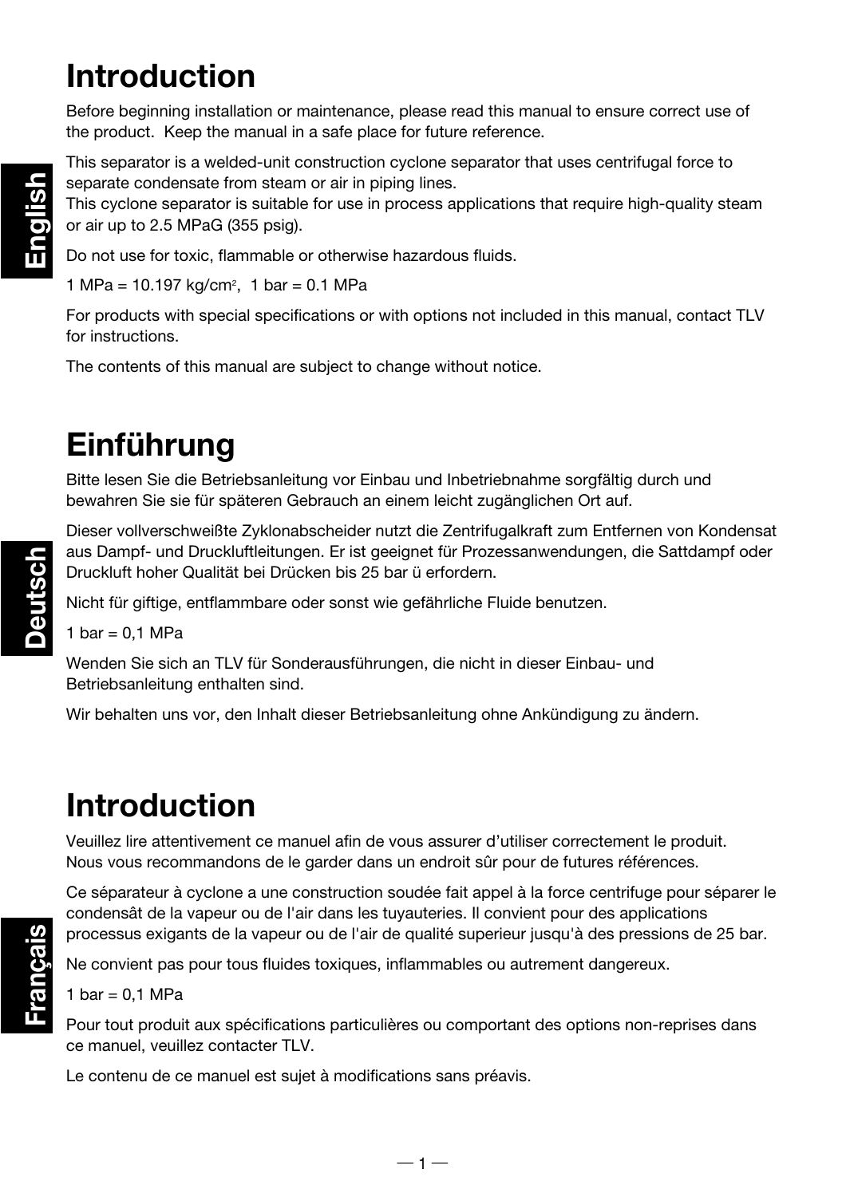# Introduction

Before beginning installation or maintenance, please read this manual to ensure correct use of the product. Keep the manual in a safe place for future reference.

This separator is a welded-unit construction cyclone separator that uses centrifugal force to separate condensate from steam or air in piping lines.
This cyclone separator is suitable for use in process applications that require high-quality steam or air up to 2.5 MPaG (355 psig).

Do not use for toxic, flammable or otherwise hazardous fluids.

1 MPa = 10.197 kg/cm$^2$, 1 bar = 0.1 MPa

For products with special specifications or with options not included in this manual, contact TLV for instructions.

The contents of this manual are subject to change without notice.

# Einführung

Bitte lesen Sie die Betriebsanleitung vor Einbau und Inbetriebnahme sorgfältig durch und bewahren Sie sie für späteren Gebrauch an einem leicht zugänglichen Ort auf.

Dieser vollverschweißte Zyklonabscheider nutzt die Zentrifugalkraft zum Entfernen von Kondensat aus Dampf- und Druckluftleitungen. Er ist geeignet für Prozessanwendungen, die Sattdampf oder Druckluft hoher Qualität bei Drücken bis 25 bar ü erfordern.

Nicht für giftige, entflammbare oder sonst wie gefährliche Fluide benutzen.

1 bar = 0,1 MPa

Wenden Sie sich an TLV für Sonderausführungen, die nicht in dieser Einbau- und Betriebsanleitung enthalten sind.

Wir behalten uns vor, den Inhalt dieser Betriebsanleitung ohne Ankündigung zu ändern.

# Introduction

Veuillez lire attentivement ce manuel afin de vous assurer d'utiliser correctement le produit. Nous vous recommandons de le garder dans un endroit sûr pour de futures références.

Ce séparateur à cyclone a une construction soudée fait appel à la force centrifuge pour séparer le condensât de la vapeur ou de l'air dans les tuyauteries. Il convient pour des applications processus exigants de la vapeur ou de l'air de qualité superieur jusqu'à des pressions de 25 bar.

Ne convient pas pour tous fluides toxiques, inflammables ou autrement dangereux.

1 bar = 0,1 MPa

Pour tout produit aux spécifications particulières ou comportant des options non-reprises dans ce manuel, veuillez contacter TLV.

Le contenu de ce manuel est sujet à modifications sans préavis.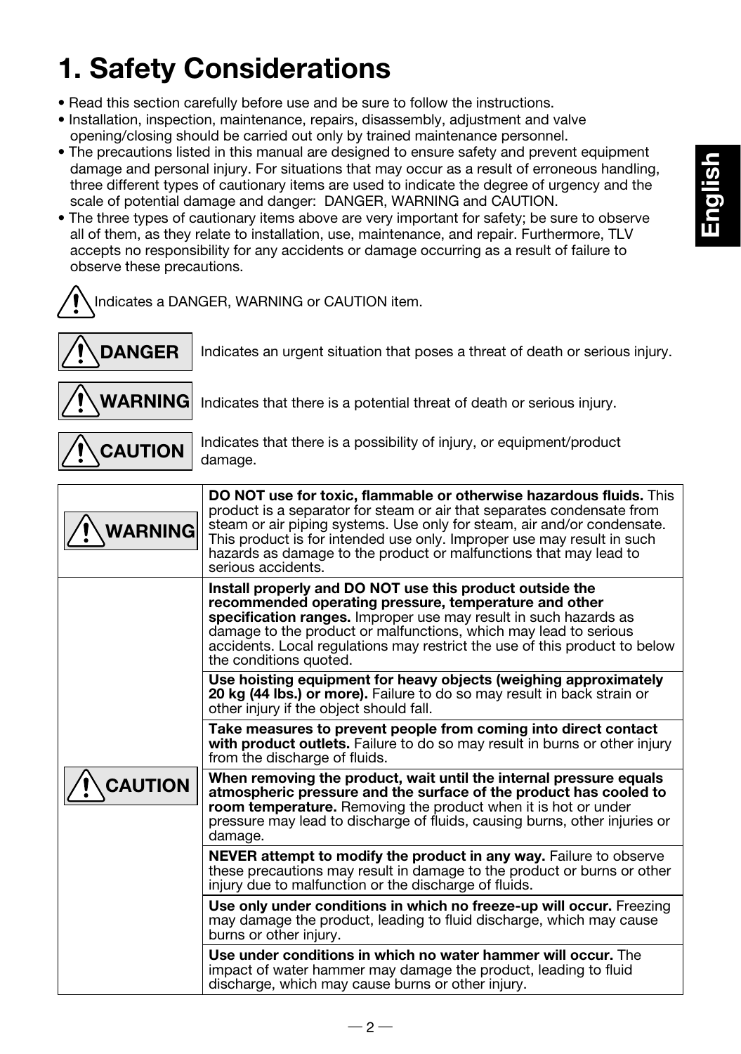# 1. Safety Considerations

- Read this section carefully before use and be sure to follow the instructions.
- Installation, inspection, maintenance, repairs, disassembly, adjustment and valve opening/closing should be carried out only by trained maintenance personnel.
- The precautions listed in this manual are designed to ensure safety and prevent equipment damage and personal injury. For situations that may occur as a result of erroneous handling, three different types of cautionary items are used to indicate the degree of urgency and the scale of potential damage and danger: DANGER, WARNING and CAUTION.
- The three types of cautionary items above are very important for safety; be sure to observe all of them, as they relate to installation, use, maintenance, and repair. Furthermore, TLV accepts no responsibility for any accidents or damage occurring as a result of failure to observe these precautions.

⚠ Indicates a DANGER, WARNING or CAUTION item.

| | |
|---|---|
| ⚠ **DANGER** | Indicates an urgent situation that poses a threat of death or serious injury. |
| ⚠ **WARNING** | Indicates that there is a potential threat of death or serious injury. |
| ⚠ **CAUTION** | Indicates that there is a possibility of injury, or equipment/product damage. |

| | |
|---|---|
| ⚠ **WARNING** | **DO NOT use for toxic, flammable or otherwise hazardous fluids.** This product is a separator for steam or air that separates condensate from steam or air piping systems. Use only for steam, air and/or condensate. This product is for intended use only. Improper use may result in such hazards as damage to the product or malfunctions that may lead to serious accidents. |
| ⚠ **CAUTION** | **Install properly and DO NOT use this product outside the recommended operating pressure, temperature and other specification ranges.** Improper use may result in such hazards as damage to the product or malfunctions, which may lead to serious accidents. Local regulations may restrict the use of this product to below the conditions quoted. |
| | **Use hoisting equipment for heavy objects (weighing approximately 20 kg (44 lbs.) or more).** Failure to do so may result in back strain or other injury if the object should fall. |
| | **Take measures to prevent people from coming into direct contact with product outlets.** Failure to do so may result in burns or other injury from the discharge of fluids. |
| | **When removing the product, wait until the internal pressure equals atmospheric pressure and the surface of the product has cooled to room temperature.** Removing the product when it is hot or under pressure may lead to discharge of fluids, causing burns, other injuries or damage. |
| | **NEVER attempt to modify the product in any way.** Failure to observe these precautions may result in damage to the product or burns or other injury due to malfunction or the discharge of fluids. |
| | **Use only under conditions in which no freeze-up will occur.** Freezing may damage the product, leading to fluid discharge, which may cause burns or other injury. |
| | **Use under conditions in which no water hammer will occur.** The impact of water hammer may damage the product, leading to fluid discharge, which may cause burns or other injury. |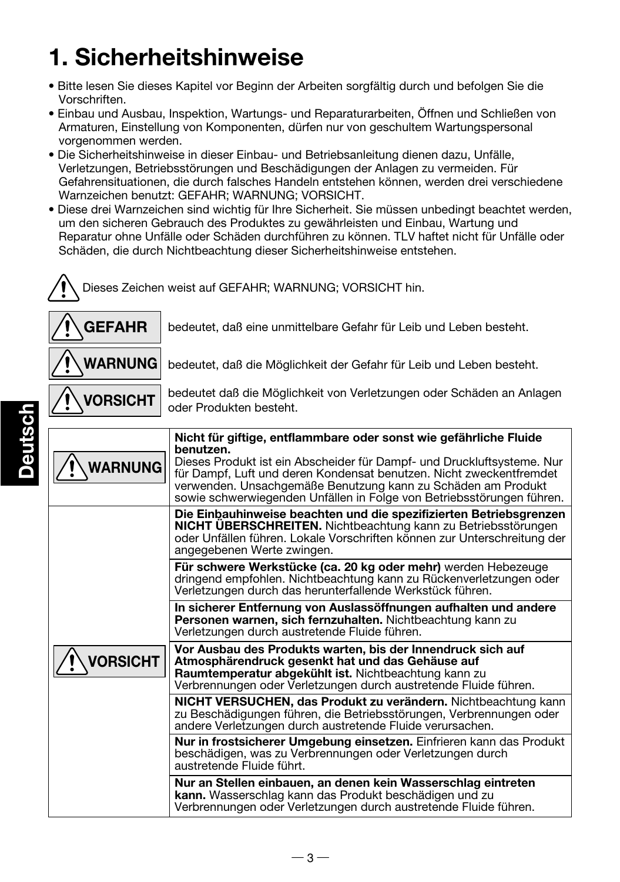# 1. Sicherheitshinweise

- Bitte lesen Sie dieses Kapitel vor Beginn der Arbeiten sorgfältig durch und befolgen Sie die Vorschriften.
- Einbau und Ausbau, Inspektion, Wartungs- und Reparaturarbeiten, Öffnen und Schließen von Armaturen, Einstellung von Komponenten, dürfen nur von geschultem Wartungspersonal vorgenommen werden.
- Die Sicherheitshinweise in dieser Einbau- und Betriebsanleitung dienen dazu, Unfälle, Verletzungen, Betriebsstörungen und Beschädigungen der Anlagen zu vermeiden. Für Gefahrensituationen, die durch falsches Handeln entstehen können, werden drei verschiedene Warnzeichen benutzt: GEFAHR; WARNUNG; VORSICHT.
- Diese drei Warnzeichen sind wichtig für Ihre Sicherheit. Sie müssen unbedingt beachtet werden, um den sicheren Gebrauch des Produktes zu gewährleisten und Einbau, Wartung und Reparatur ohne Unfälle oder Schäden durchführen zu können. TLV haftet nicht für Unfälle oder Schäden, die durch Nichtbeachtung dieser Sicherheitshinweise entstehen.

⚠ Dieses Zeichen weist auf GEFAHR; WARNUNG; VORSICHT hin.

**⚠ GEFAHR** bedeutet, daß eine unmittelbare Gefahr für Leib und Leben besteht.

**⚠ WARNUNG** bedeutet, daß die Möglichkeit der Gefahr für Leib und Leben besteht.

**⚠ VORSICHT** bedeutet daß die Möglichkeit von Verletzungen oder Schäden an Anlagen oder Produkten besteht.

| | |
|---|---|
| **⚠ WARNUNG** | **Nicht für giftige, entflammbare oder sonst wie gefährliche Fluide benutzen.** Dieses Produkt ist ein Abscheider für Dampf- und Druckluftsysteme. Nur für Dampf, Luft und deren Kondensat benutzen. Nicht zweckentfremdet verwenden. Unsachgemäße Benutzung kann zu Schäden am Produkt sowie schwerwiegenden Unfällen in Folge von Betriebsstörungen führen. |
| **⚠ VORSICHT** | **Die Einbauhinweise beachten und die spezifizierten Betriebsgrenzen NICHT ÜBERSCHREITEN.** Nichtbeachtung kann zu Betriebsstörungen oder Unfällen führen. Lokale Vorschriften können zur Unterschreitung der angegebenen Werte zwingen. |
| | **Für schwere Werkstücke (ca. 20 kg oder mehr)** werden Hebezeuge dringend empfohlen. Nichtbeachtung kann zu Rückenverletzungen oder Verletzungen durch das herunterfallende Werkstück führen. |
| | **In sicherer Entfernung von Auslassöffnungen aufhalten und andere Personen warnen, sich fernzuhalten.** Nichtbeachtung kann zu Verletzungen durch austretende Fluide führen. |
| | **Vor Ausbau des Produkts warten, bis der Innendruck sich auf Atmosphärendruck gesenkt hat und das Gehäuse auf Raumtemperatur abgekühlt ist.** Nichtbeachtung kann zu Verbrennungen oder Verletzungen durch austretende Fluide führen. |
| | **NICHT VERSUCHEN, das Produkt zu verändern.** Nichtbeachtung kann zu Beschädigungen führen, die Betriebsstörungen, Verbrennungen oder andere Verletzungen durch austretende Fluide verursachen. |
| | **Nur in frostsicherer Umgebung einsetzen.** Einfrieren kann das Produkt beschädigen, was zu Verbrennungen oder Verletzungen durch austretende Fluide führt. |
| | **Nur an Stellen einbauen, an denen kein Wasserschlag eintreten kann.** Wasserschlag kann das Produkt beschädigen und zu Verbrennungen oder Verletzungen durch austretende Fluide führen. |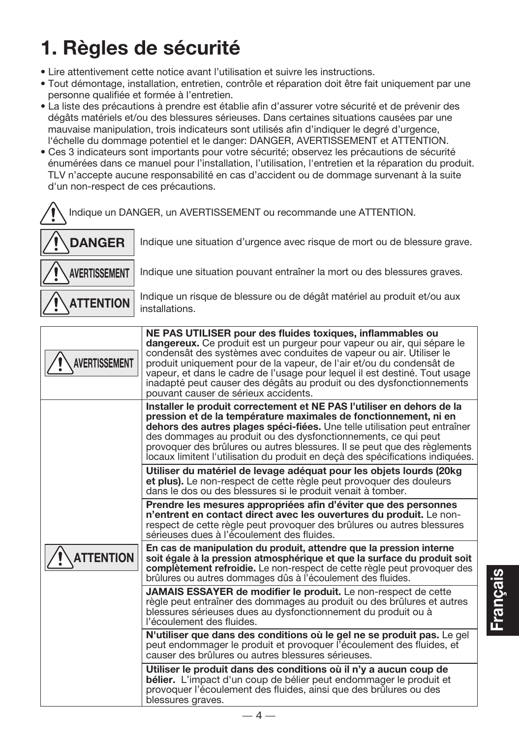# 1. Règles de sécurité

- Lire attentivement cette notice avant l'utilisation et suivre les instructions.
- Tout démontage, installation, entretien, contrôle et réparation doit être fait uniquement par une personne qualifiée et formée à l'entretien.
- La liste des précautions à prendre est établie afin d'assurer votre sécurité et de prévenir des dégâts matériels et/ou des blessures sérieuses. Dans certaines situations causées par une mauvaise manipulation, trois indicateurs sont utilisés afin d'indiquer le degré d'urgence, l'échelle du dommage potentiel et le danger: DANGER, AVERTISSEMENT et ATTENTION.
- Ces 3 indicateurs sont importants pour votre sécurité; observez les précautions de sécurité énumérées dans ce manuel pour l'installation, l'utilisation, l'entretien et la réparation du produit. TLV n'accepte aucune responsabilité en cas d'accident ou de dommage survenant à la suite d'un non-respect de ces précautions.

⚠ Indique un DANGER, un AVERTISSEMENT ou recommande une ATTENTION.

| | |
|---|---|
| ⚠ **DANGER** | Indique une situation d'urgence avec risque de mort ou de blessure grave. |
| ⚠ **AVERTISSEMENT** | Indique une situation pouvant entraîner la mort ou des blessures graves. |
| ⚠ **ATTENTION** | Indique un risque de blessure ou de dégât matériel au produit et/ou aux installations. |

| | |
|---|---|
| ⚠ **AVERTISSEMENT** | **NE PAS UTILISER pour des fluides toxiques, inflammables ou dangereux.** Ce produit est un purgeur pour vapeur ou air, qui sépare le condensât des systèmes avec conduites de vapeur ou air. Utiliser le produit uniquement pour de la vapeur, de l'air et/ou du condensât de vapeur, et dans le cadre de l'usage pour lequel il est destiné. Tout usage inadapté peut causer des dégâts au produit ou des dysfonctionnements pouvant causer de sérieux accidents. |
| ⚠ **ATTENTION** | **Installer le produit correctement et NE PAS l'utiliser en dehors de la pression et de la température maximales de fonctionnement, ni en dehors des autres plages spéci-fiées.** Une telle utilisation peut entraîner des dommages au produit ou des dysfonctionnements, ce qui peut provoquer des brûlures ou autres blessures. Il se peut que des règlements locaux limitent l'utilisation du produit en deçà des spécifications indiquées. |
| | **Utiliser du matériel de levage adéquat pour les objets lourds (20kg et plus).** Le non-respect de cette règle peut provoquer des douleurs dans le dos ou des blessures si le produit venait à tomber. |
| | **Prendre les mesures appropriées afin d'éviter que des personnes n'entrent en contact direct avec les ouvertures du produit.** Le non-respect de cette règle peut provoquer des brûlures ou autres blessures sérieuses dues à l'écoulement des fluides. |
| | **En cas de manipulation du produit, attendre que la pression interne soit égale à la pression atmosphérique et que la surface du produit soit complètement refroidie.** Le non-respect de cette règle peut provoquer des brûlures ou autres dommages dûs à l'écoulement des fluides. |
| | **JAMAIS ESSAYER de modifier le produit.** Le non-respect de cette règle peut entraîner des dommages au produit ou des brûlures et autres blessures sérieuses dues au dysfonctionnement du produit ou à l'écoulement des fluides. |
| | **N'utiliser que dans des conditions où le gel ne se produit pas.** Le gel peut endommager le produit et provoquer l'écoulement des fluides, et causer des brûlures ou autres blessures sérieuses. |
| | **Utiliser le produit dans des conditions où il n'y a aucun coup de bélier.** L'impact d'un coup de bélier peut endommager le produit et provoquer l'écoulement des fluides, ainsi que des brûlures ou des blessures graves. |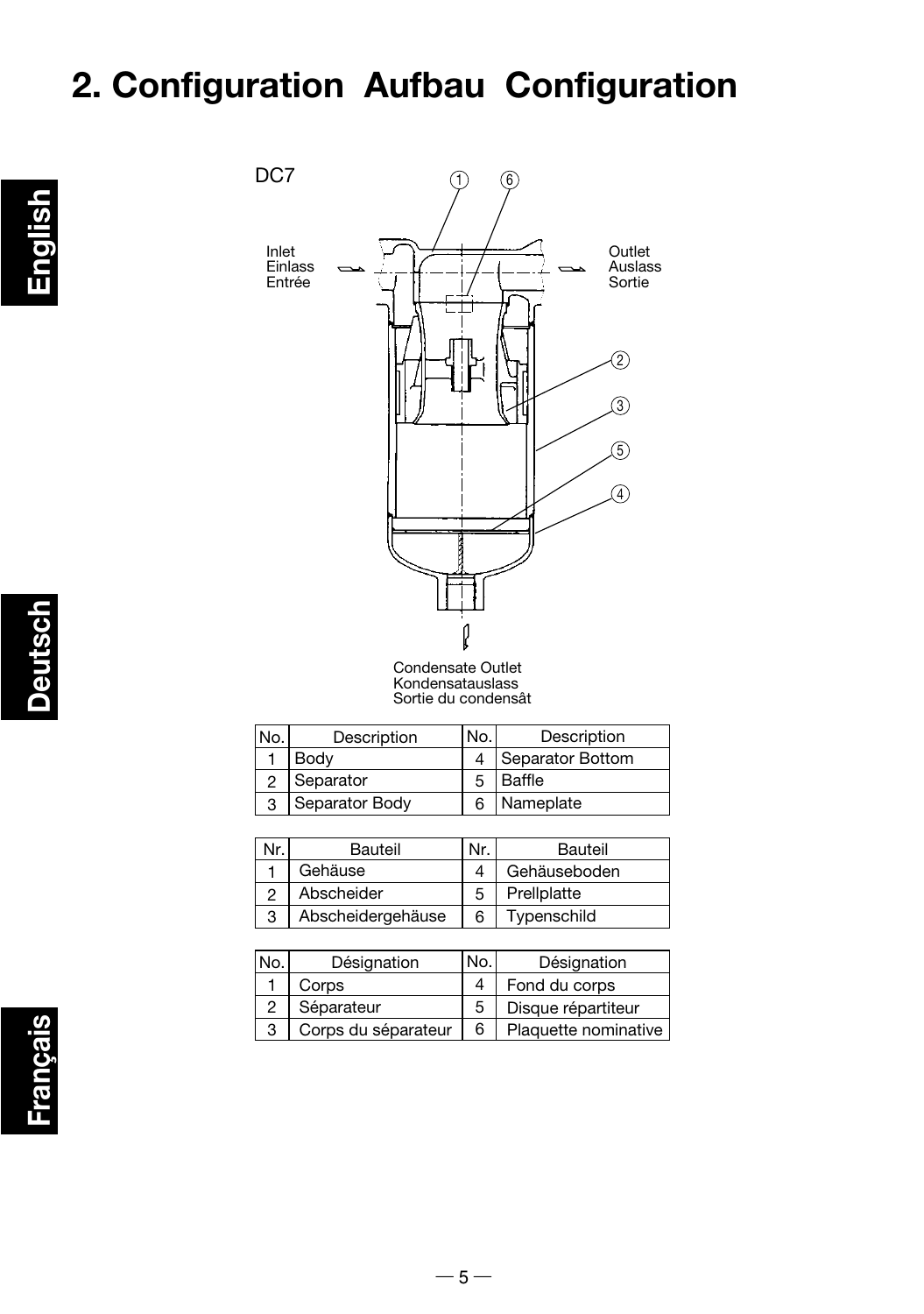# 2. Configuration Aufbau Configuration

DC7

Inlet
Einlass
Entrée

Outlet
Auslass
Sortie

Condensate Outlet
Kondensatauslass
Sortie du condensât

| No. | Description | No. | Description |
|---|---|---|---|
| 1 | Body | 4 | Separator Bottom |
| 2 | Separator | 5 | Baffle |
| 3 | Separator Body | 6 | Nameplate |

| Nr. | Bauteil | Nr. | Bauteil |
|---|---|---|---|
| 1 | Gehäuse | 4 | Gehäuseboden |
| 2 | Abscheider | 5 | Prellplatte |
| 3 | Abscheidergehäuse | 6 | Typenschild |

| No. | Désignation | No. | Désignation |
|---|---|---|---|
| 1 | Corps | 4 | Fond du corps |
| 2 | Séparateur | 5 | Disque répartiteur |
| 3 | Corps du séparateur | 6 | Plaquette nominative |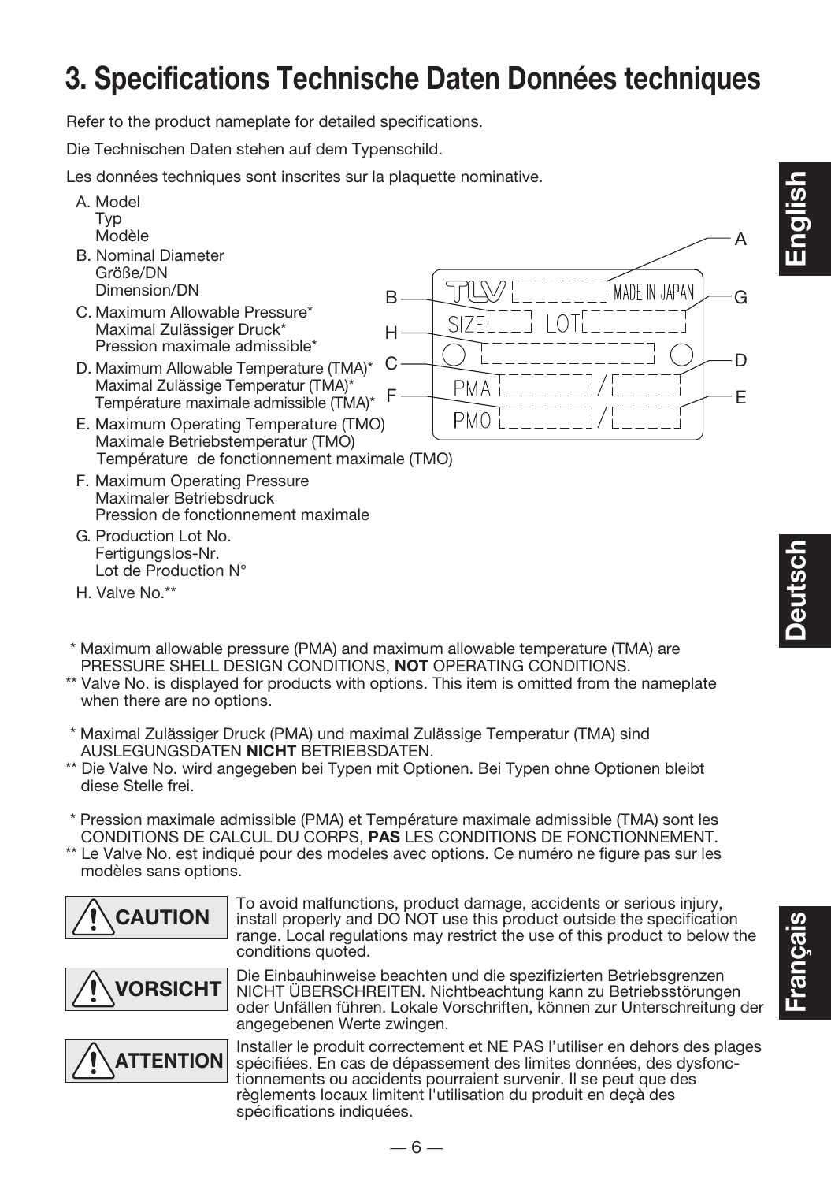# 3. Specifications Technische Daten Données techniques

Refer to the product nameplate for detailed specifications.

Die Technischen Daten stehen auf dem Typenschild.

Les données techniques sont inscrites sur la plaquette nominative.

A. Model
   Typ
   Modèle

B. Nominal Diameter
   Größe/DN
   Dimension/DN

C. Maximum Allowable Pressure*
   Maximal Zulässiger Druck*
   Pression maximale admissible*

D. Maximum Allowable Temperature (TMA)*
   Maximal Zulässige Temperatur (TMA)*
   Température maximale admissible (TMA)*

E. Maximum Operating Temperature (TMO)
   Maximale Betriebstemperatur (TMO)
   Température de fonctionnement maximale (TMO)

F. Maximum Operating Pressure
   Maximaler Betriebsdruck
   Pression de fonctionnement maximale

G. Production Lot No.
   Fertigungslos-Nr.
   Lot de Production N°

H. Valve No.**

TLV — MADE IN JAPAN — SIZE — LOT — PMA / — PMO /

\* Maximum allowable pressure (PMA) and maximum allowable temperature (TMA) are PRESSURE SHELL DESIGN CONDITIONS, **NOT** OPERATING CONDITIONS.

\*\* Valve No. is displayed for products with options. This item is omitted from the nameplate when there are no options.

\* Maximal Zulässiger Druck (PMA) und maximal Zulässige Temperatur (TMA) sind AUSLEGUNGSDATEN **NICHT** BETRIEBSDATEN.

\*\* Die Valve No. wird angegeben bei Typen mit Optionen. Bei Typen ohne Optionen bleibt diese Stelle frei.

\* Pression maximale admissible (PMA) et Température maximale admissible (TMA) sont les CONDITIONS DE CALCUL DU CORPS, **PAS** LES CONDITIONS DE FONCTIONNEMENT.

\*\* Le Valve No. est indiqué pour des modeles avec options. Ce numéro ne figure pas sur les modèles sans options.

**CAUTION** To avoid malfunctions, product damage, accidents or serious injury, install properly and DO NOT use this product outside the specification range. Local regulations may restrict the use of this product to below the conditions quoted.

**VORSICHT** Die Einbauhinweise beachten und die spezifizierten Betriebsgrenzen NICHT ÜBERSCHREITEN. Nichtbeachtung kann zu Betriebsstörungen oder Unfällen führen. Lokale Vorschriften, können zur Unterschreitung der angegebenen Werte zwingen.

**ATTENTION** Installer le produit correctement et NE PAS l'utiliser en dehors des plages spécifiées. En cas de dépassement des limites données, des dysfonctionnements ou accidents pourraient survenir. Il se peut que des règlements locaux limitent l'utilisation du produit en deçà des spécifications indiquées.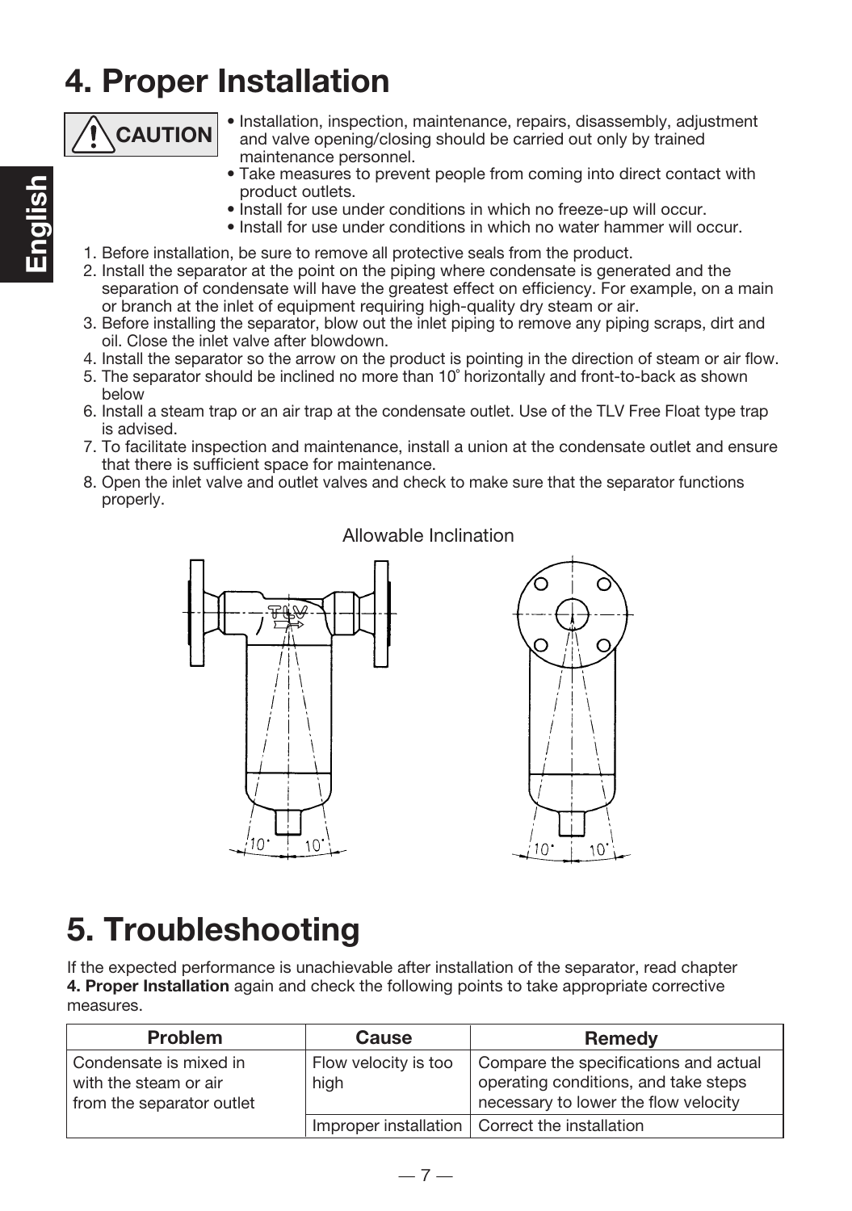# 4. Proper Installation

**CAUTION**

- Installation, inspection, maintenance, repairs, disassembly, adjustment and valve opening/closing should be carried out only by trained maintenance personnel.
- Take measures to prevent people from coming into direct contact with product outlets.
- Install for use under conditions in which no freeze-up will occur.
- Install for use under conditions in which no water hammer will occur.

1. Before installation, be sure to remove all protective seals from the product.
2. Install the separator at the point on the piping where condensate is generated and the separation of condensate will have the greatest effect on efficiency. For example, on a main or branch at the inlet of equipment requiring high-quality dry steam or air.
3. Before installing the separator, blow out the inlet piping to remove any piping scraps, dirt and oil. Close the inlet valve after blowdown.
4. Install the separator so the arrow on the product is pointing in the direction of steam or air flow.
5. The separator should be inclined no more than 10° horizontally and front-to-back as shown below
6. Install a steam trap or an air trap at the condensate outlet. Use of the TLV Free Float type trap is advised.
7. To facilitate inspection and maintenance, install a union at the condensate outlet and ensure that there is sufficient space for maintenance.
8. Open the inlet valve and outlet valves and check to make sure that the separator functions properly.

Allowable Inclination

10° 10° 10° 10°

# 5. Troubleshooting

If the expected performance is unachievable after installation of the separator, read chapter **4. Proper Installation** again and check the following points to take appropriate corrective measures.

| Problem | Cause | Remedy |
|---|---|---|
| Condensate is mixed in with the steam or air from the separator outlet | Flow velocity is too high | Compare the specifications and actual operating conditions, and take steps necessary to lower the flow velocity |
| | Improper installation | Correct the installation |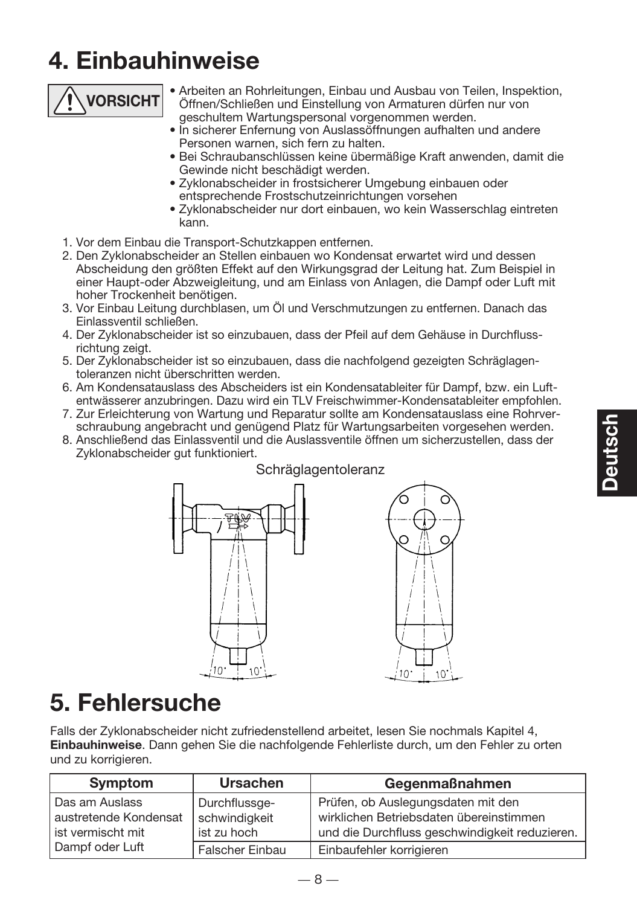# 4. Einbauhinweise

**VORSICHT**

- Arbeiten an Rohrleitungen, Einbau und Ausbau von Teilen, Inspektion, Öffnen/Schließen und Einstellung von Armaturen dürfen nur von geschultem Wartungspersonal vorgenommen werden.
- In sicherer Enfernung von Auslassöffnungen aufhalten und andere Personen warnen, sich fern zu halten.
- Bei Schraubanschlüssen keine übermäßige Kraft anwenden, damit die Gewinde nicht beschädigt werden.
- Zyklonabscheider in frostsicherer Umgebung einbauen oder entsprechende Frostschutzeinrichtungen vorsehen
- Zyklonabscheider nur dort einbauen, wo kein Wasserschlag eintreten kann.

1. Vor dem Einbau die Transport-Schutzkappen entfernen.
2. Den Zyklonabscheider an Stellen einbauen wo Kondensat erwartet wird und dessen Abscheidung den größten Effekt auf den Wirkungsgrad der Leitung hat. Zum Beispiel in einer Haupt-oder Abzweigleitung, und am Einlass von Anlagen, die Dampf oder Luft mit hoher Trockenheit benötigen.
3. Vor Einbau Leitung durchblasen, um Öl und Verschmutzungen zu entfernen. Danach das Einlassventil schließen.
4. Der Zyklonabscheider ist so einzubauen, dass der Pfeil auf dem Gehäuse in Durchflussrichtung zeigt.
5. Der Zyklonabscheider ist so einzubauen, dass die nachfolgend gezeigten Schräglagentoleranzen nicht überschritten werden.
6. Am Kondensatauslass des Abscheiders ist ein Kondensatableiter für Dampf, bzw. ein Luftentwässerer anzubringen. Dazu wird ein TLV Freischwimmer-Kondensatableiter empfohlen.
7. Zur Erleichterung von Wartung und Reparatur sollte am Kondensatauslass eine Rohrverschraubung angebracht und genügend Platz für Wartungsarbeiten vorgesehen werden.
8. Anschließend das Einlassventil und die Auslassventile öffnen um sicherzustellen, dass der Zyklonabscheider gut funktioniert.

Schräglagentoleranz

10° 10° 10° 10°

# 5. Fehlersuche

Falls der Zyklonabscheider nicht zufriedenstellend arbeitet, lesen Sie nochmals Kapitel 4, **Einbauhinweise**. Dann gehen Sie die nachfolgende Fehlerliste durch, um den Fehler zu orten und zu korrigieren.

| Symptom | Ursachen | Gegenmaßnahmen |
|---|---|---|
| Das am Auslass austretende Kondensat ist vermischt mit Dampf oder Luft | Durchflussgeschwindigkeit ist zu hoch | Prüfen, ob Auslegungsdaten mit den wirklichen Betriebsdaten übereinstimmen und die Durchfluss geschwindigkeit reduzieren. |
| | Falscher Einbau | Einbaufehler korrigieren |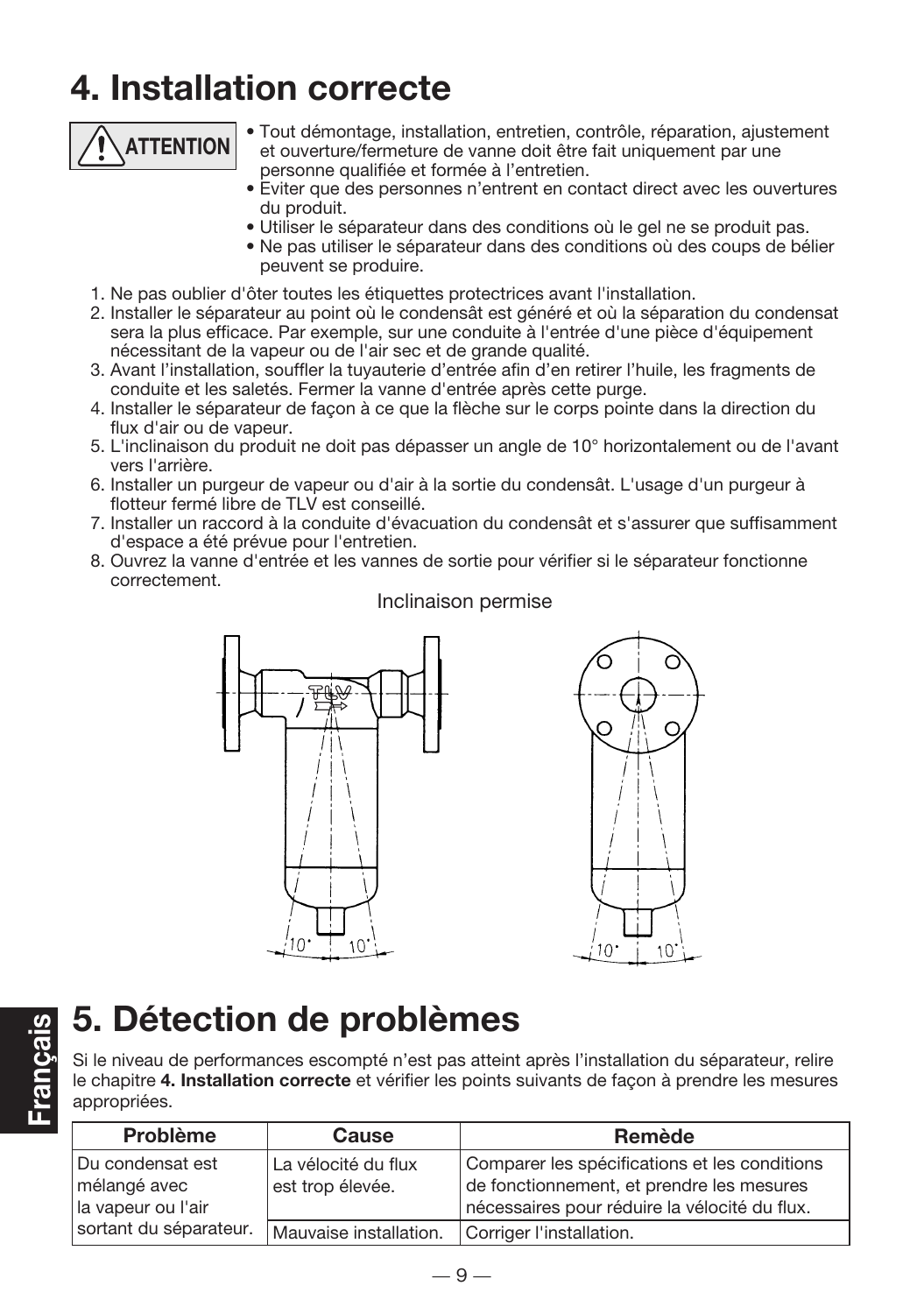# 4. Installation correcte

**ATTENTION**

- Tout démontage, installation, entretien, contrôle, réparation, ajustement et ouverture/fermeture de vanne doit être fait uniquement par une personne qualifiée et formée à l'entretien.
- Eviter que des personnes n'entrent en contact direct avec les ouvertures du produit.
- Utiliser le séparateur dans des conditions où le gel ne se produit pas.
- Ne pas utiliser le séparateur dans des conditions où des coups de bélier peuvent se produire.

1. Ne pas oublier d'ôter toutes les étiquettes protectrices avant l'installation.
2. Installer le séparateur au point où le condensât est généré et où la séparation du condensat sera la plus efficace. Par exemple, sur une conduite à l'entrée d'une pièce d'équipement nécessitant de la vapeur ou de l'air sec et de grande qualité.
3. Avant l'installation, souffler la tuyauterie d'entrée afin d'en retirer l'huile, les fragments de conduite et les saletés. Fermer la vanne d'entrée après cette purge.
4. Installer le séparateur de façon à ce que la flèche sur le corps pointe dans la direction du flux d'air ou de vapeur.
5. L'inclinaison du produit ne doit pas dépasser un angle de 10° horizontalement ou de l'avant vers l'arrière.
6. Installer un purgeur de vapeur ou d'air à la sortie du condensât. L'usage d'un purgeur à flotteur fermé libre de TLV est conseillé.
7. Installer un raccord à la conduite d'évacuation du condensât et s'assurer que suffisamment d'espace a été prévue pour l'entretien.
8. Ouvrez la vanne d'entrée et les vannes de sortie pour vérifier si le séparateur fonctionne correctement.

Inclinaison permise

10° 10° 10° 10°

# 5. Détection de problèmes

Si le niveau de performances escompté n'est pas atteint après l'installation du séparateur, relire le chapitre **4. Installation correcte** et vérifier les points suivants de façon à prendre les mesures appropriées.

| Problème | Cause | Remède |
| --- | --- | --- |
| Du condensat est mélangé avec la vapeur ou l'air sortant du séparateur. | La vélocité du flux est trop élevée. | Comparer les spécifications et les conditions de fonctionnement, et prendre les mesures nécessaires pour réduire la vélocité du flux. |
| | Mauvaise installation. | Corriger l'installation. |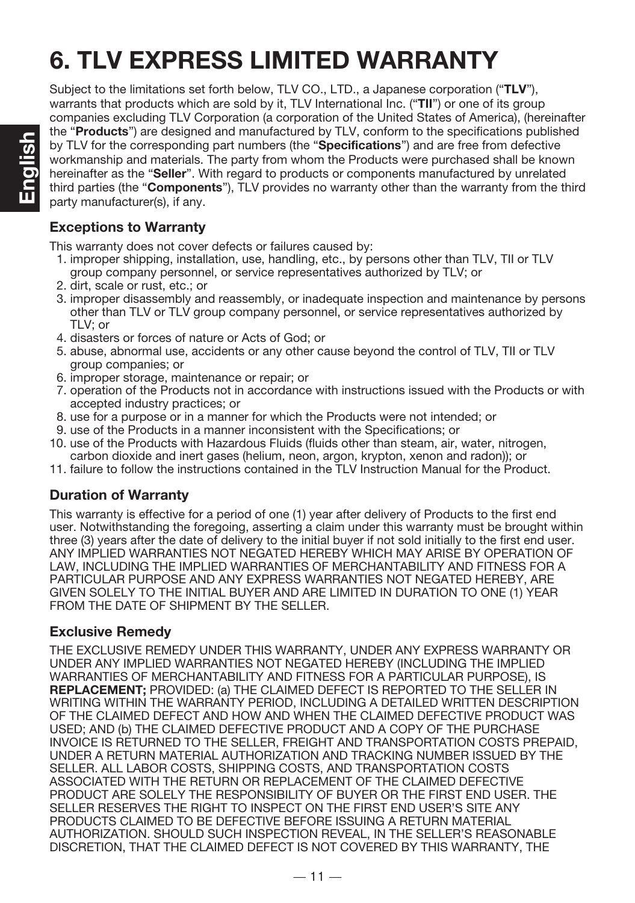# 6. TLV EXPRESS LIMITED WARRANTY

Subject to the limitations set forth below, TLV CO., LTD., a Japanese corporation ("**TLV**"), warrants that products which are sold by it, TLV International Inc. ("**TII**") or one of its group companies excluding TLV Corporation (a corporation of the United States of America), (hereinafter the "**Products**") are designed and manufactured by TLV, conform to the specifications published by TLV for the corresponding part numbers (the "**Specifications**") and are free from defective workmanship and materials. The party from whom the Products were purchased shall be known hereinafter as the "**Seller**". With regard to products or components manufactured by unrelated third parties (the "**Components**"), TLV provides no warranty other than the warranty from the third party manufacturer(s), if any.

### Exceptions to Warranty

This warranty does not cover defects or failures caused by:

1. improper shipping, installation, use, handling, etc., by persons other than TLV, TII or TLV group company personnel, or service representatives authorized by TLV; or
2. dirt, scale or rust, etc.; or
3. improper disassembly and reassembly, or inadequate inspection and maintenance by persons other than TLV or TLV group company personnel, or service representatives authorized by TLV; or
4. disasters or forces of nature or Acts of God; or
5. abuse, abnormal use, accidents or any other cause beyond the control of TLV, TII or TLV group companies; or
6. improper storage, maintenance or repair; or
7. operation of the Products not in accordance with instructions issued with the Products or with accepted industry practices; or
8. use for a purpose or in a manner for which the Products were not intended; or
9. use of the Products in a manner inconsistent with the Specifications; or
10. use of the Products with Hazardous Fluids (fluids other than steam, air, water, nitrogen, carbon dioxide and inert gases (helium, neon, argon, krypton, xenon and radon)); or
11. failure to follow the instructions contained in the TLV Instruction Manual for the Product.

### Duration of Warranty

This warranty is effective for a period of one (1) year after delivery of Products to the first end user. Notwithstanding the foregoing, asserting a claim under this warranty must be brought within three (3) years after the date of delivery to the initial buyer if not sold initially to the first end user. ANY IMPLIED WARRANTIES NOT NEGATED HEREBY WHICH MAY ARISE BY OPERATION OF LAW, INCLUDING THE IMPLIED WARRANTIES OF MERCHANTABILITY AND FITNESS FOR A PARTICULAR PURPOSE AND ANY EXPRESS WARRANTIES NOT NEGATED HEREBY, ARE GIVEN SOLELY TO THE INITIAL BUYER AND ARE LIMITED IN DURATION TO ONE (1) YEAR FROM THE DATE OF SHIPMENT BY THE SELLER.

### Exclusive Remedy

THE EXCLUSIVE REMEDY UNDER THIS WARRANTY, UNDER ANY EXPRESS WARRANTY OR UNDER ANY IMPLIED WARRANTIES NOT NEGATED HEREBY (INCLUDING THE IMPLIED WARRANTIES OF MERCHANTABILITY AND FITNESS FOR A PARTICULAR PURPOSE), IS **REPLACEMENT;** PROVIDED: (a) THE CLAIMED DEFECT IS REPORTED TO THE SELLER IN WRITING WITHIN THE WARRANTY PERIOD, INCLUDING A DETAILED WRITTEN DESCRIPTION OF THE CLAIMED DEFECT AND HOW AND WHEN THE CLAIMED DEFECTIVE PRODUCT WAS USED; AND (b) THE CLAIMED DEFECTIVE PRODUCT AND A COPY OF THE PURCHASE INVOICE IS RETURNED TO THE SELLER, FREIGHT AND TRANSPORTATION COSTS PREPAID, UNDER A RETURN MATERIAL AUTHORIZATION AND TRACKING NUMBER ISSUED BY THE SELLER. ALL LABOR COSTS, SHIPPING COSTS, AND TRANSPORTATION COSTS ASSOCIATED WITH THE RETURN OR REPLACEMENT OF THE CLAIMED DEFECTIVE PRODUCT ARE SOLELY THE RESPONSIBILITY OF BUYER OR THE FIRST END USER. THE SELLER RESERVES THE RIGHT TO INSPECT ON THE FIRST END USER'S SITE ANY PRODUCTS CLAIMED TO BE DEFECTIVE BEFORE ISSUING A RETURN MATERIAL AUTHORIZATION. SHOULD SUCH INSPECTION REVEAL, IN THE SELLER'S REASONABLE DISCRETION, THAT THE CLAIMED DEFECT IS NOT COVERED BY THIS WARRANTY, THE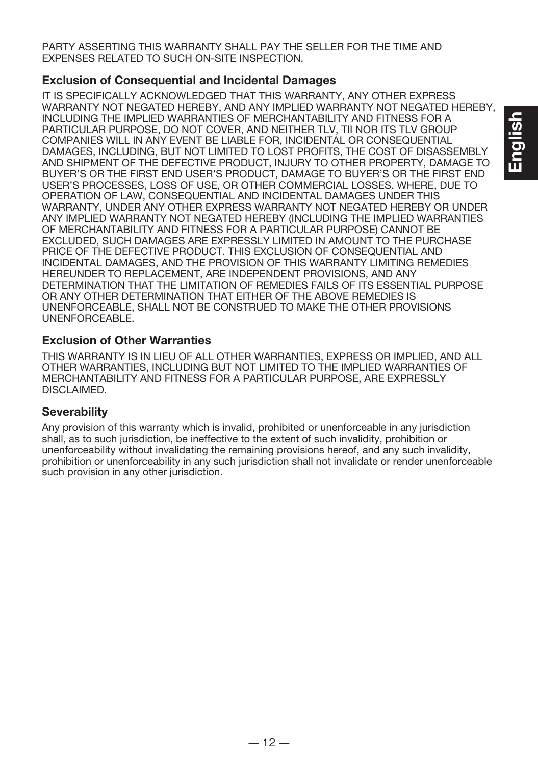PARTY ASSERTING THIS WARRANTY SHALL PAY THE SELLER FOR THE TIME AND EXPENSES RELATED TO SUCH ON-SITE INSPECTION.

### Exclusion of Consequential and Incidental Damages

IT IS SPECIFICALLY ACKNOWLEDGED THAT THIS WARRANTY, ANY OTHER EXPRESS WARRANTY NOT NEGATED HEREBY, AND ANY IMPLIED WARRANTY NOT NEGATED HEREBY, INCLUDING THE IMPLIED WARRANTIES OF MERCHANTABILITY AND FITNESS FOR A PARTICULAR PURPOSE, DO NOT COVER, AND NEITHER TLV, TII NOR ITS TLV GROUP COMPANIES WILL IN ANY EVENT BE LIABLE FOR, INCIDENTAL OR CONSEQUENTIAL DAMAGES, INCLUDING, BUT NOT LIMITED TO LOST PROFITS, THE COST OF DISASSEMBLY AND SHIPMENT OF THE DEFECTIVE PRODUCT, INJURY TO OTHER PROPERTY, DAMAGE TO BUYER'S OR THE FIRST END USER'S PRODUCT, DAMAGE TO BUYER'S OR THE FIRST END USER'S PROCESSES, LOSS OF USE, OR OTHER COMMERCIAL LOSSES. WHERE, DUE TO OPERATION OF LAW, CONSEQUENTIAL AND INCIDENTAL DAMAGES UNDER THIS WARRANTY, UNDER ANY OTHER EXPRESS WARRANTY NOT NEGATED HEREBY OR UNDER ANY IMPLIED WARRANTY NOT NEGATED HEREBY (INCLUDING THE IMPLIED WARRANTIES OF MERCHANTABILITY AND FITNESS FOR A PARTICULAR PURPOSE) CANNOT BE EXCLUDED, SUCH DAMAGES ARE EXPRESSLY LIMITED IN AMOUNT TO THE PURCHASE PRICE OF THE DEFECTIVE PRODUCT. THIS EXCLUSION OF CONSEQUENTIAL AND INCIDENTAL DAMAGES, AND THE PROVISION OF THIS WARRANTY LIMITING REMEDIES HEREUNDER TO REPLACEMENT, ARE INDEPENDENT PROVISIONS, AND ANY DETERMINATION THAT THE LIMITATION OF REMEDIES FAILS OF ITS ESSENTIAL PURPOSE OR ANY OTHER DETERMINATION THAT EITHER OF THE ABOVE REMEDIES IS UNENFORCEABLE, SHALL NOT BE CONSTRUED TO MAKE THE OTHER PROVISIONS UNENFORCEABLE.

### Exclusion of Other Warranties

THIS WARRANTY IS IN LIEU OF ALL OTHER WARRANTIES, EXPRESS OR IMPLIED, AND ALL OTHER WARRANTIES, INCLUDING BUT NOT LIMITED TO THE IMPLIED WARRANTIES OF MERCHANTABILITY AND FITNESS FOR A PARTICULAR PURPOSE, ARE EXPRESSLY DISCLAIMED.

### Severability

Any provision of this warranty which is invalid, prohibited or unenforceable in any jurisdiction shall, as to such jurisdiction, be ineffective to the extent of such invalidity, prohibition or unenforceability without invalidating the remaining provisions hereof, and any such invalidity, prohibition or unenforceability in any such jurisdiction shall not invalidate or render unenforceable such provision in any other jurisdiction.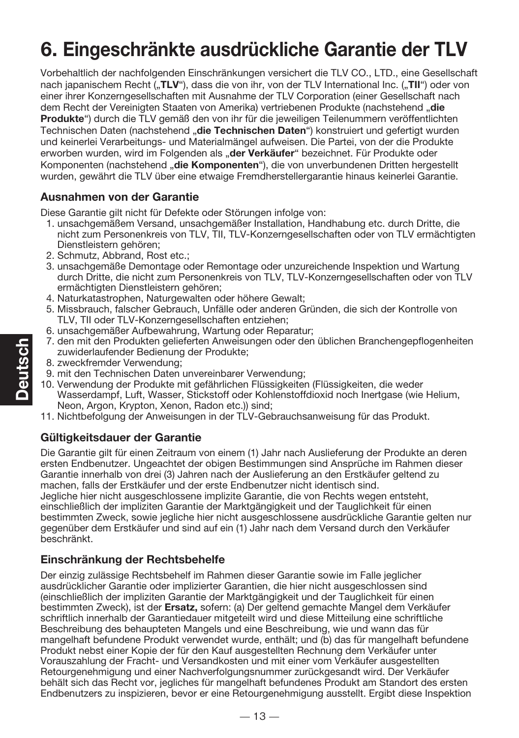# 6. Eingeschränkte ausdrückliche Garantie der TLV

Vorbehaltlich der nachfolgenden Einschränkungen versichert die TLV CO., LTD., eine Gesellschaft nach japanischem Recht („**TLV**“), dass die von ihr, von der TLV International Inc. („**TII**“) oder von einer ihrer Konzerngesellschaften mit Ausnahme der TLV Corporation (einer Gesellschaft nach dem Recht der Vereinigten Staaten von Amerika) vertriebenen Produkte (nachstehend „**die Produkte**“) durch die TLV gemäß den von ihr für die jeweiligen Teilenummern veröffentlichten Technischen Daten (nachstehend „**die Technischen Daten**“) konstruiert und gefertigt wurden und keinerlei Verarbeitungs- und Materialmängel aufweisen. Die Partei, von der die Produkte erworben wurden, wird im Folgenden als „**der Verkäufer**“ bezeichnet. Für Produkte oder Komponenten (nachstehend „**die Komponenten**“), die von unverbundenen Dritten hergestellt wurden, gewährt die TLV über eine etwaige Fremdherstellergarantie hinaus keinerlei Garantie.

### Ausnahmen von der Garantie

Diese Garantie gilt nicht für Defekte oder Störungen infolge von:

1. unsachgemäßem Versand, unsachgemäßer Installation, Handhabung etc. durch Dritte, die nicht zum Personenkreis von TLV, TII, TLV-Konzerngesellschaften oder von TLV ermächtigten Dienstleistern gehören;
2. Schmutz, Abbrand, Rost etc.;
3. unsachgemäße Demontage oder Remontage oder unzureichende Inspektion und Wartung durch Dritte, die nicht zum Personenkreis von TLV, TLV-Konzerngesellschaften oder von TLV ermächtigten Dienstleistern gehören;
4. Naturkatastrophen, Naturgewalten oder höhere Gewalt;
5. Missbrauch, falscher Gebrauch, Unfälle oder anderen Gründen, die sich der Kontrolle von TLV, TII oder TLV-Konzerngesellschaften entziehen;
6. unsachgemäßer Aufbewahrung, Wartung oder Reparatur;
7. den mit den Produkten gelieferten Anweisungen oder den üblichen Branchengepflogenheiten zuwiderlaufender Bedienung der Produkte;
8. zweckfremder Verwendung;
9. mit den Technischen Daten unvereinbarer Verwendung;
10. Verwendung der Produkte mit gefährlichen Flüssigkeiten (Flüssigkeiten, die weder Wasserdampf, Luft, Wasser, Stickstoff oder Kohlenstoffdioxid noch Inertgase (wie Helium, Neon, Argon, Krypton, Xenon, Radon etc.)) sind;
11. Nichtbefolgung der Anweisungen in der TLV-Gebrauchsanweisung für das Produkt.

### Gültigkeitsdauer der Garantie

Die Garantie gilt für einen Zeitraum von einem (1) Jahr nach Auslieferung der Produkte an deren ersten Endbenutzer. Ungeachtet der obigen Bestimmungen sind Ansprüche im Rahmen dieser Garantie innerhalb von drei (3) Jahren nach der Auslieferung an den Erstkäufer geltend zu machen, falls der Erstkäufer und der erste Endbenutzer nicht identisch sind.
Jegliche hier nicht ausgeschlossene implizite Garantie, die von Rechts wegen entsteht, einschließlich der impliziten Garantie der Marktgängigkeit und der Tauglichkeit für einen bestimmten Zweck, sowie jegliche hier nicht ausgeschlossene ausdrückliche Garantie gelten nur gegenüber dem Erstkäufer und sind auf ein (1) Jahr nach dem Versand durch den Verkäufer beschränkt.

### Einschränkung der Rechtsbehelfe

Der einzig zulässige Rechtsbehelf im Rahmen dieser Garantie sowie im Falle jeglicher ausdrücklicher Garantie oder implizierter Garantien, die hier nicht ausgeschlossen sind (einschließlich der impliziten Garantie der Marktgängigkeit und der Tauglichkeit für einen bestimmten Zweck), ist der **Ersatz,** sofern: (a) Der geltend gemachte Mangel dem Verkäufer schriftlich innerhalb der Garantiedauer mitgeteilt wird und diese Mitteilung eine schriftliche Beschreibung des behaupteten Mangels und eine Beschreibung, wie und wann das für mangelhaft befundene Produkt verwendet wurde, enthält; und (b) das für mangelhaft befundene Produkt nebst einer Kopie der für den Kauf ausgestellten Rechnung dem Verkäufer unter Vorauszahlung der Fracht- und Versandkosten und mit einer vom Verkäufer ausgestellten Retourgenehmigung und einer Nachverfolgungsnummer zurückgesandt wird. Der Verkäufer behält sich das Recht vor, jegliches für mangelhaft befundenes Produkt am Standort des ersten Endbenutzers zu inspizieren, bevor er eine Retourgenehmigung ausstellt. Ergibt diese Inspektion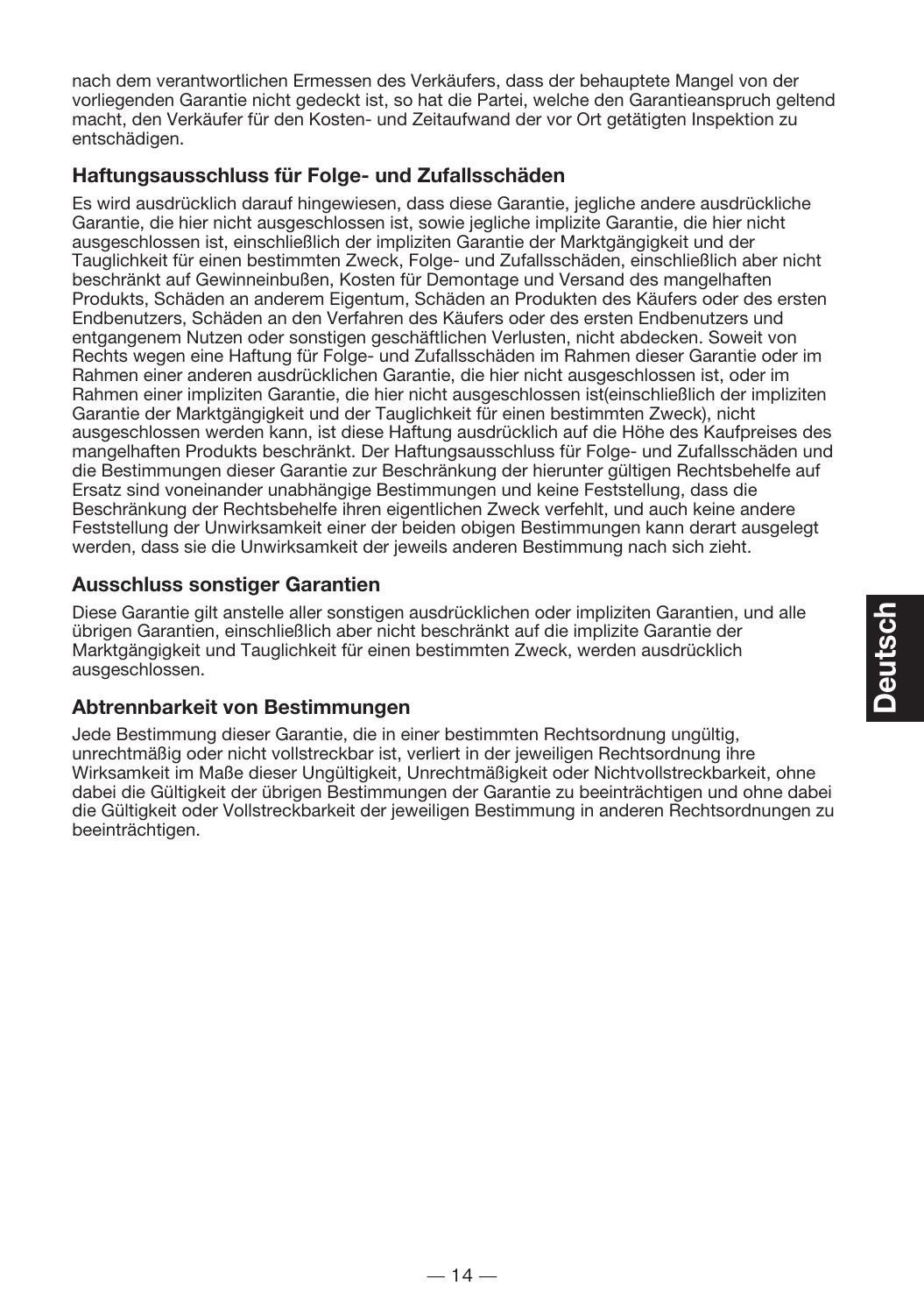nach dem verantwortlichen Ermessen des Verkäufers, dass der behauptete Mangel von der vorliegenden Garantie nicht gedeckt ist, so hat die Partei, welche den Garantieanspruch geltend macht, den Verkäufer für den Kosten- und Zeitaufwand der vor Ort getätigten Inspektion zu entschädigen.

## Haftungsausschluss für Folge- und Zufallsschäden

Es wird ausdrücklich darauf hingewiesen, dass diese Garantie, jegliche andere ausdrückliche Garantie, die hier nicht ausgeschlossen ist, sowie jegliche implizite Garantie, die hier nicht ausgeschlossen ist, einschließlich der impliziten Garantie der Marktgängigkeit und der Tauglichkeit für einen bestimmten Zweck, Folge- und Zufallsschäden, einschließlich aber nicht beschränkt auf Gewinneinbußen, Kosten für Demontage und Versand des mangelhaften Produkts, Schäden an anderem Eigentum, Schäden an Produkten des Käufers oder des ersten Endbenutzers, Schäden an den Verfahren des Käufers oder des ersten Endbenutzers und entgangenem Nutzen oder sonstigen geschäftlichen Verlusten, nicht abdecken. Soweit von Rechts wegen eine Haftung für Folge- und Zufallsschäden im Rahmen dieser Garantie oder im Rahmen einer anderen ausdrücklichen Garantie, die hier nicht ausgeschlossen ist, oder im Rahmen einer impliziten Garantie, die hier nicht ausgeschlossen ist(einschließlich der impliziten Garantie der Marktgängigkeit und der Tauglichkeit für einen bestimmten Zweck), nicht ausgeschlossen werden kann, ist diese Haftung ausdrücklich auf die Höhe des Kaufpreises des mangelhaften Produkts beschränkt. Der Haftungsausschluss für Folge- und Zufallsschäden und die Bestimmungen dieser Garantie zur Beschränkung der hierunter gültigen Rechtsbehelfe auf Ersatz sind voneinander unabhängige Bestimmungen und keine Feststellung, dass die Beschränkung der Rechtsbehelfe ihren eigentlichen Zweck verfehlt, und auch keine andere Feststellung der Unwirksamkeit einer der beiden obigen Bestimmungen kann derart ausgelegt werden, dass sie die Unwirksamkeit der jeweils anderen Bestimmung nach sich zieht.

## Ausschluss sonstiger Garantien

Diese Garantie gilt anstelle aller sonstigen ausdrücklichen oder impliziten Garantien, und alle übrigen Garantien, einschließlich aber nicht beschränkt auf die implizite Garantie der Marktgängigkeit und Tauglichkeit für einen bestimmten Zweck, werden ausdrücklich ausgeschlossen.

## Abtrennbarkeit von Bestimmungen

Jede Bestimmung dieser Garantie, die in einer bestimmten Rechtsordnung ungültig, unrechtmäßig oder nicht vollstreckbar ist, verliert in der jeweiligen Rechtsordnung ihre Wirksamkeit im Maße dieser Ungültigkeit, Unrechtmäßigkeit oder Nichtvollstreckbarkeit, ohne dabei die Gültigkeit der übrigen Bestimmungen der Garantie zu beeinträchtigen und ohne dabei die Gültigkeit oder Vollstreckbarkeit der jeweiligen Bestimmung in anderen Rechtsordnungen zu beeinträchtigen.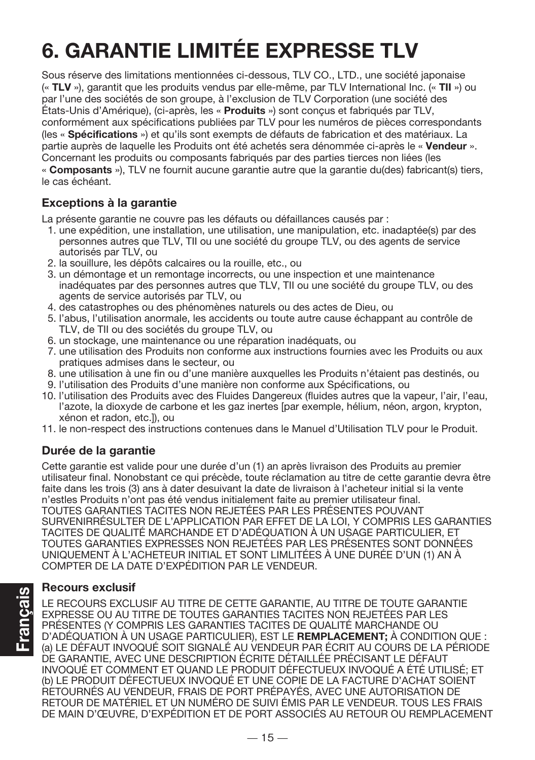# 6. GARANTIE LIMITÉE EXPRESSE TLV

Sous réserve des limitations mentionnées ci-dessous, TLV CO., LTD., une société japonaise (« **TLV** »), garantit que les produits vendus par elle-même, par TLV International Inc. (« **TII** ») ou par l'une des sociétés de son groupe, à l'exclusion de TLV Corporation (une société des États-Unis d'Amérique), (ci-après, les « **Produits** ») sont conçus et fabriqués par TLV, conformément aux spécifications publiées par TLV pour les numéros de pièces correspondants (les « **Spécifications** ») et qu'ils sont exempts de défauts de fabrication et des matériaux. La partie auprès de laquelle les Produits ont été achetés sera dénommée ci-après le « **Vendeur** ». Concernant les produits ou composants fabriqués par des parties tierces non liées (les « **Composants** »), TLV ne fournit aucune garantie autre que la garantie du(des) fabricant(s) tiers, le cas échéant.

### Exceptions à la garantie

La présente garantie ne couvre pas les défauts ou défaillances causés par :

1. une expédition, une installation, une utilisation, une manipulation, etc. inadaptée(s) par des personnes autres que TLV, TII ou une société du groupe TLV, ou des agents de service autorisés par TLV, ou
2. la souillure, les dépôts calcaires ou la rouille, etc., ou
3. un démontage et un remontage incorrects, ou une inspection et une maintenance inadéquates par des personnes autres que TLV, TII ou une société du groupe TLV, ou des agents de service autorisés par TLV, ou
4. des catastrophes ou des phénomènes naturels ou des actes de Dieu, ou
5. l'abus, l'utilisation anormale, les accidents ou toute autre cause échappant au contrôle de TLV, de TII ou des sociétés du groupe TLV, ou
6. un stockage, une maintenance ou une réparation inadéquats, ou
7. une utilisation des Produits non conforme aux instructions fournies avec les Produits ou aux pratiques admises dans le secteur, ou
8. une utilisation à une fin ou d'une manière auxquelles les Produits n'étaient pas destinés, ou
9. l'utilisation des Produits d'une manière non conforme aux Spécifications, ou
10. l'utilisation des Produits avec des Fluides Dangereux (fluides autres que la vapeur, l'air, l'eau, l'azote, la dioxyde de carbone et les gaz inertes [par exemple, hélium, néon, argon, krypton, xénon et radon, etc.]), ou
11. le non-respect des instructions contenues dans le Manuel d'Utilisation TLV pour le Produit.

### Durée de la garantie

Cette garantie est valide pour une durée d'un (1) an après livraison des Produits au premier utilisateur final. Nonobstant ce qui précède, toute réclamation au titre de cette garantie devra être faite dans les trois (3) ans à dater desuivant la date de livraison à l'acheteur initial si la vente n'estles Produits n'ont pas été vendus initialement faite au premier utilisateur final.
TOUTES GARANTIES TACITES NON REJETÉES PAR LES PRÉSENTES POUVANT SURVENIRRÉSULTER DE L'APPLICATION PAR EFFET DE LA LOI, Y COMPRIS LES GARANTIES TACITES DE QUALITÉ MARCHANDE ET D'ADÉQUATION À UN USAGE PARTICULIER, ET TOUTES GARANTIES EXPRESSES NON REJETÉES PAR LES PRÉSENTES SONT DONNÉES UNIQUEMENT À L'ACHETEUR INITIAL ET SONT LIMLITÉES À UNE DURÉE D'UN (1) AN À COMPTER DE LA DATE D'EXPÉDITION PAR LE VENDEUR.

### Recours exclusif

LE RECOURS EXCLUSIF AU TITRE DE CETTE GARANTIE, AU TITRE DE TOUTE GARANTIE EXPRESSE OU AU TITRE DE TOUTES GARANTIES TACITES NON REJETÉES PAR LES PRÉSENTES (Y COMPRIS LES GARANTIES TACITES DE QUALITÉ MARCHANDE OU D'ADÉQUATION À UN USAGE PARTICULIER), EST LE **REMPLACEMENT;** À CONDITION QUE : (a) LE DÉFAUT INVOQUÉ SOIT SIGNALÉ AU VENDEUR PAR ÉCRIT AU COURS DE LA PÉRIODE DE GARANTIE, AVEC UNE DESCRIPTION ÉCRITE DÉTAILLÉE PRÉCISANT LE DÉFAUT INVOQUÉ ET COMMENT ET QUAND LE PRODUIT DÉFECTUEUX INVOQUÉ A ÉTÉ UTILISÉ; ET (b) LE PRODUIT DÉFECTUEUX INVOQUÉ ET UNE COPIE DE LA FACTURE D'ACHAT SOIENT RETOURNÉS AU VENDEUR, FRAIS DE PORT PRÉPAYÉS, AVEC UNE AUTORISATION DE RETOUR DE MATÉRIEL ET UN NUMÉRO DE SUIVI ÉMIS PAR LE VENDEUR. TOUS LES FRAIS DE MAIN D'ŒUVRE, D'EXPÉDITION ET DE PORT ASSOCIÉS AU RETOUR OU REMPLACEMENT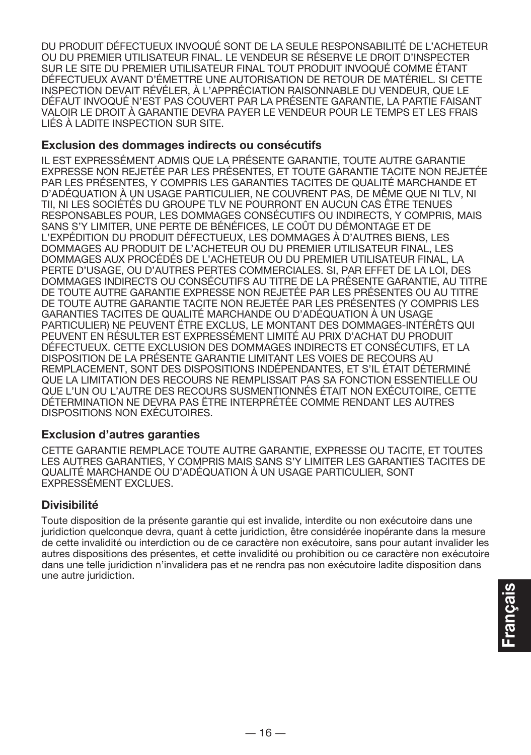DU PRODUIT DÉFECTUEUX INVOQUÉ SONT DE LA SEULE RESPONSABILITÉ DE L'ACHETEUR OU DU PREMIER UTILISATEUR FINAL. LE VENDEUR SE RÉSERVE LE DROIT D'INSPECTER SUR LE SITE DU PREMIER UTILISATEUR FINAL TOUT PRODUIT INVOQUÉ COMME ÉTANT DÉFECTUEUX AVANT D'ÉMETTRE UNE AUTORISATION DE RETOUR DE MATÉRIEL. SI CETTE INSPECTION DEVAIT RÉVÉLER, À L'APPRÉCIATION RAISONNABLE DU VENDEUR, QUE LE DÉFAUT INVOQUÉ N'EST PAS COUVERT PAR LA PRÉSENTE GARANTIE, LA PARTIE FAISANT VALOIR LE DROIT À GARANTIE DEVRA PAYER LE VENDEUR POUR LE TEMPS ET LES FRAIS LIÉS À LADITE INSPECTION SUR SITE.

### Exclusion des dommages indirects ou consécutifs

IL EST EXPRESSÉMENT ADMIS QUE LA PRÉSENTE GARANTIE, TOUTE AUTRE GARANTIE EXPRESSE NON REJETÉE PAR LES PRÉSENTES, ET TOUTE GARANTIE TACITE NON REJETÉE PAR LES PRÉSENTES, Y COMPRIS LES GARANTIES TACITES DE QUALITÉ MARCHANDE ET D'ADÉQUATION À UN USAGE PARTICULIER, NE COUVRENT PAS, DE MÊME QUE NI TLV, NI TII, NI LES SOCIÉTÉS DU GROUPE TLV NE POURRONT EN AUCUN CAS ÊTRE TENUES RESPONSABLES POUR, LES DOMMAGES CONSÉCUTIFS OU INDIRECTS, Y COMPRIS, MAIS SANS S'Y LIMITER, UNE PERTE DE BÉNÉFICES, LE COÛT DU DÉMONTAGE ET DE L'EXPÉDITION DU PRODUIT DÉFECTUEUX, LES DOMMAGES À D'AUTRES BIENS, LES DOMMAGES AU PRODUIT DE L'ACHETEUR OU DU PREMIER UTILISATEUR FINAL, LES DOMMAGES AUX PROCÉDÉS DE L'ACHETEUR OU DU PREMIER UTILISATEUR FINAL, LA PERTE D'USAGE, OU D'AUTRES PERTES COMMERCIALES. SI, PAR EFFET DE LA LOI, DES DOMMAGES INDIRECTS OU CONSÉCUTIFS AU TITRE DE LA PRÉSENTE GARANTIE, AU TITRE DE TOUTE AUTRE GARANTIE EXPRESSE NON REJETÉE PAR LES PRÉSENTES OU AU TITRE DE TOUTE AUTRE GARANTIE TACITE NON REJETÉE PAR LES PRÉSENTES (Y COMPRIS LES GARANTIES TACITES DE QUALITÉ MARCHANDE OU D'ADÉQUATION À UN USAGE PARTICULIER) NE PEUVENT ÊTRE EXCLUS, LE MONTANT DES DOMMAGES-INTÉRÊTS QUI PEUVENT EN RÉSULTER EST EXPRESSÉMENT LIMITÉ AU PRIX D'ACHAT DU PRODUIT DÉFECTUEUX. CETTE EXCLUSION DES DOMMAGES INDIRECTS ET CONSÉCUTIFS, ET LA DISPOSITION DE LA PRÉSENTE GARANTIE LIMITANT LES VOIES DE RECOURS AU REMPLACEMENT, SONT DES DISPOSITIONS INDÉPENDANTES, ET S'IL ÉTAIT DÉTERMINÉ QUE LA LIMITATION DES RECOURS NE REMPLISSAIT PAS SA FONCTION ESSENTIELLE OU QUE L'UN OU L'AUTRE DES RECOURS SUSMENTIONNÉS ÉTAIT NON EXÉCUTOIRE, CETTE DÉTERMINATION NE DEVRA PAS ÊTRE INTERPRÉTÉE COMME RENDANT LES AUTRES DISPOSITIONS NON EXÉCUTOIRES.

### Exclusion d'autres garanties

CETTE GARANTIE REMPLACE TOUTE AUTRE GARANTIE, EXPRESSE OU TACITE, ET TOUTES LES AUTRES GARANTIES, Y COMPRIS MAIS SANS S'Y LIMITER LES GARANTIES TACITES DE QUALITÉ MARCHANDE OU D'ADÉQUATION À UN USAGE PARTICULIER, SONT EXPRESSÉMENT EXCLUES.

### Divisibilité

Toute disposition de la présente garantie qui est invalide, interdite ou non exécutoire dans une juridiction quelconque devra, quant à cette juridiction, être considérée inopérante dans la mesure de cette invalidité ou interdiction ou de ce caractère non exécutoire, sans pour autant invalider les autres dispositions des présentes, et cette invalidité ou prohibition ou ce caractère non exécutoire dans une telle juridiction n'invalidera pas et ne rendra pas non exécutoire ladite disposition dans une autre juridiction.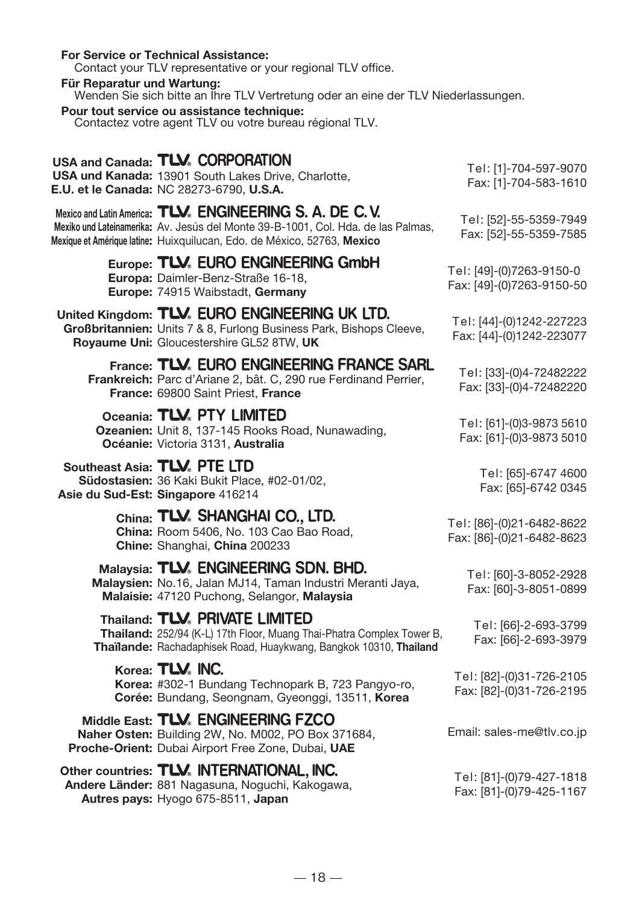**For Service or Technical Assistance:**
Contact your TLV representative or your regional TLV office.

**Für Reparatur und Wartung:**
Wenden Sie sich bitte an Ihre TLV Vertretung oder an eine der TLV Niederlassungen.

**Pour tout service ou assistance technique:**
Contactez votre agent TLV ou votre bureau régional TLV.

| | | |
|---|---|---|
| **USA and Canada:**<br>**USA und Kanada:**<br>**E.U. et le Canada:** | **TLV. CORPORATION**<br>13901 South Lakes Drive, Charlotte,<br>NC 28273-6790, **U.S.A.** | Tel: [1]-704-597-9070<br>Fax: [1]-704-583-1610 |
| **Mexico and Latin America:**<br>**Mexiko und Lateinamerika:**<br>**Mexique et Amérique latine:** | **TLV. ENGINEERING S. A. DE C. V.**<br>Av. Jesús del Monte 39-B-1001, Col. Hda. de las Palmas,<br>Huixquilucan, Edo. de México, 52763, **Mexico** | Tel: [52]-55-5359-7949<br>Fax: [52]-55-5359-7585 |
| **Europe:**<br>**Europa:**<br>**Europe:** | **TLV. EURO ENGINEERING GmbH**<br>Daimler-Benz-Straße 16-18,<br>74915 Waibstadt, **Germany** | Tel: [49]-(0)7263-9150-0<br>Fax: [49]-(0)7263-9150-50 |
| **United Kingdom:**<br>**Großbritannien:**<br>**Royaume Uni:** | **TLV. EURO ENGINEERING UK LTD.**<br>Units 7 & 8, Furlong Business Park, Bishops Cleeve,<br>Gloucestershire GL52 8TW, **UK** | Tel: [44]-(0)1242-227223<br>Fax: [44]-(0)1242-223077 |
| **France:**<br>**Frankreich:**<br>**France:** | **TLV. EURO ENGINEERING FRANCE SARL**<br>Parc d'Ariane 2, bât. C, 290 rue Ferdinand Perrier,<br>69800 Saint Priest, **France** | Tel: [33]-(0)4-72482222<br>Fax: [33]-(0)4-72482220 |
| **Oceania:**<br>**Ozeanien:**<br>**Océanie:** | **TLV. PTY LIMITED**<br>Unit 8, 137-145 Rooks Road, Nunawading,<br>Victoria 3131, **Australia** | Tel: [61]-(0)3-9873 5610<br>Fax: [61]-(0)3-9873 5010 |
| **Southeast Asia:**<br>**Südostasien:**<br>**Asie du Sud-Est:** | **TLV. PTE LTD**<br>36 Kaki Bukit Place, #02-01/02,<br>**Singapore** 416214 | Tel: [65]-6747 4600<br>Fax: [65]-6742 0345 |
| **China:**<br>**China:**<br>**Chine:** | **TLV. SHANGHAI CO., LTD.**<br>Room 5406, No. 103 Cao Bao Road,<br>Shanghai, **China** 200233 | Tel: [86]-(0)21-6482-8622<br>Fax: [86]-(0)21-6482-8623 |
| **Malaysia:**<br>**Malaysien:**<br>**Malaisie:** | **TLV. ENGINEERING SDN. BHD.**<br>No.16, Jalan MJ14, Taman Industri Meranti Jaya,<br>47120 Puchong, Selangor, **Malaysia** | Tel: [60]-3-8052-2928<br>Fax: [60]-3-8051-0899 |
| **Thailand:**<br>**Thailand:**<br>**Thaïlande:** | **TLV. PRIVATE LIMITED**<br>252/94 (K-L) 17th Floor, Muang Thai-Phatra Complex Tower B,<br>Rachadaphisek Road, Huaykwang, Bangkok 10310, **Thailand** | Tel: [66]-2-693-3799<br>Fax: [66]-2-693-3979 |
| **Korea:**<br>**Korea:**<br>**Corée:** | **TLV. INC.**<br>#302-1 Bundang Technopark B, 723 Pangyo-ro,<br>Bundang, Seongnam, Gyeonggi, 13511, **Korea** | Tel: [82]-(0)31-726-2105<br>Fax: [82]-(0)31-726-2195 |
| **Middle East:**<br>**Naher Osten:**<br>**Proche-Orient:** | **TLV. ENGINEERING FZCO**<br>Building 2W, No. M002, PO Box 371684,<br>Dubai Airport Free Zone, Dubai, **UAE** | Email: sales-me@tlv.co.jp |
| **Other countries:**<br>**Andere Länder:**<br>**Autres pays:** | **TLV. INTERNATIONAL, INC.**<br>881 Nagasuna, Noguchi, Kakogawa,<br>Hyogo 675-8511, **Japan** | Tel: [81]-(0)79-427-1818<br>Fax: [81]-(0)79-425-1167 |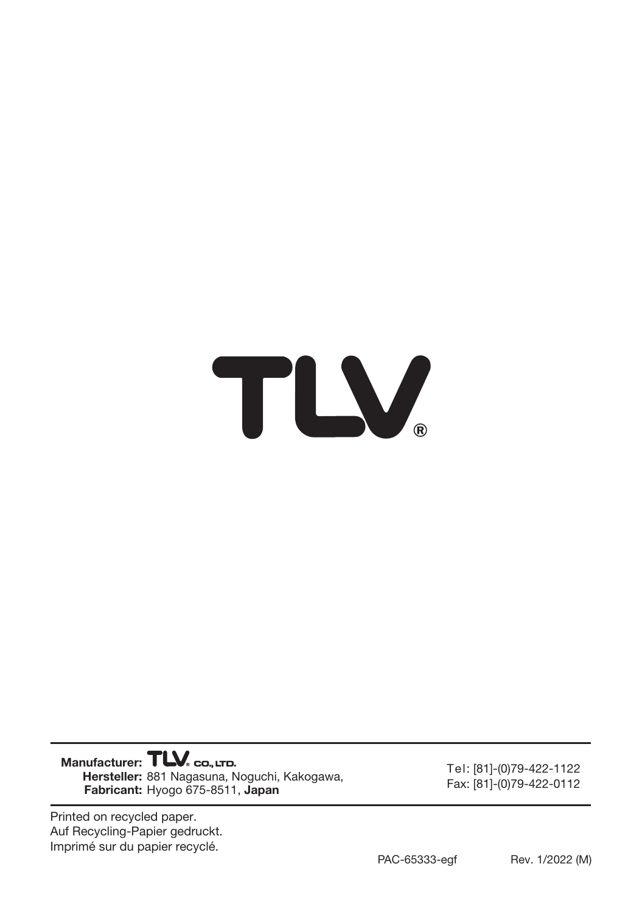TLV®

**Manufacturer:** TLV® CO., LTD.
**Hersteller:** 881 Nagasuna, Noguchi, Kakogawa,
**Fabricant:** Hyogo 675-8511, **Japan**

Tel: [81]-(0)79-422-1122
Fax: [81]-(0)79-422-0112

Printed on recycled paper.
Auf Recycling-Papier gedruckt.
Imprimé sur du papier recyclé.

PAC-65333-egf Rev. 1/2022 (M)